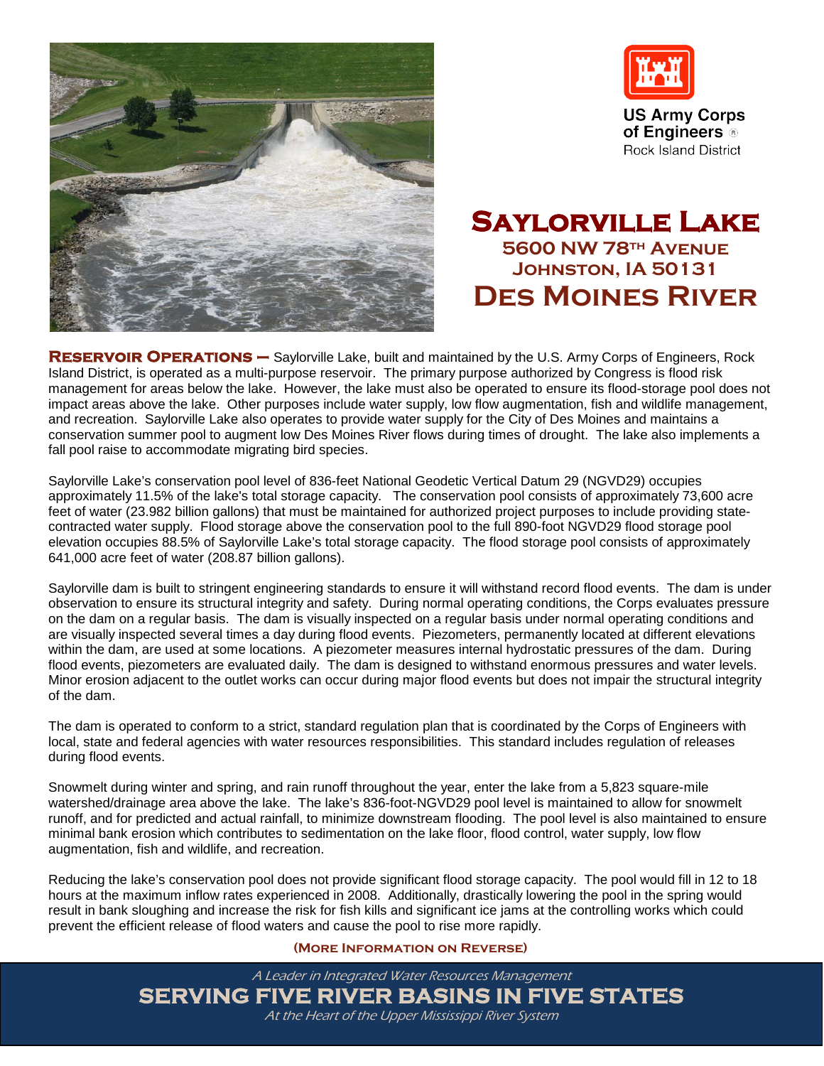US Army Corps of Engineers
Rock Island District

# Saylorville Lake

## 5600 NW 78th Avenue
## Johnston, IA 50131

# Des Moines River

**Reservoir Operations –** Saylorville Lake, built and maintained by the U.S. Army Corps of Engineers, Rock Island District, is operated as a multi-purpose reservoir. The primary purpose authorized by Congress is flood risk management for areas below the lake. However, the lake must also be operated to ensure its flood-storage pool does not impact areas above the lake. Other purposes include water supply, low flow augmentation, fish and wildlife management, and recreation. Saylorville Lake also operates to provide water supply for the City of Des Moines and maintains a conservation summer pool to augment low Des Moines River flows during times of drought. The lake also implements a fall pool raise to accommodate migrating bird species.

Saylorville Lake's conservation pool level of 836-feet National Geodetic Vertical Datum 29 (NGVD29) occupies approximately 11.5% of the lake's total storage capacity. The conservation pool consists of approximately 73,600 acre feet of water (23.982 billion gallons) that must be maintained for authorized project purposes to include providing state-contracted water supply. Flood storage above the conservation pool to the full 890-foot NGVD29 flood storage pool elevation occupies 88.5% of Saylorville Lake's total storage capacity. The flood storage pool consists of approximately 641,000 acre feet of water (208.87 billion gallons).

Saylorville dam is built to stringent engineering standards to ensure it will withstand record flood events. The dam is under observation to ensure its structural integrity and safety. During normal operating conditions, the Corps evaluates pressure on the dam on a regular basis. The dam is visually inspected on a regular basis under normal operating conditions and are visually inspected several times a day during flood events. Piezometers, permanently located at different elevations within the dam, are used at some locations. A piezometer measures internal hydrostatic pressures of the dam. During flood events, piezometers are evaluated daily. The dam is designed to withstand enormous pressures and water levels. Minor erosion adjacent to the outlet works can occur during major flood events but does not impair the structural integrity of the dam.

The dam is operated to conform to a strict, standard regulation plan that is coordinated by the Corps of Engineers with local, state and federal agencies with water resources responsibilities. This standard includes regulation of releases during flood events.

Snowmelt during winter and spring, and rain runoff throughout the year, enter the lake from a 5,823 square-mile watershed/drainage area above the lake. The lake's 836-foot-NGVD29 pool level is maintained to allow for snowmelt runoff, and for predicted and actual rainfall, to minimize downstream flooding. The pool level is also maintained to ensure minimal bank erosion which contributes to sedimentation on the lake floor, flood control, water supply, low flow augmentation, fish and wildlife, and recreation.

Reducing the lake's conservation pool does not provide significant flood storage capacity. The pool would fill in 12 to 18 hours at the maximum inflow rates experienced in 2008. Additionally, drastically lowering the pool in the spring would result in bank sloughing and increase the risk for fish kills and significant ice jams at the controlling works which could prevent the efficient release of flood waters and cause the pool to rise more rapidly.

**(More Information on Reverse)**

*A Leader in Integrated Water Resources Management*

**SERVING FIVE RIVER BASINS IN FIVE STATES**

*At the Heart of the Upper Mississippi River System*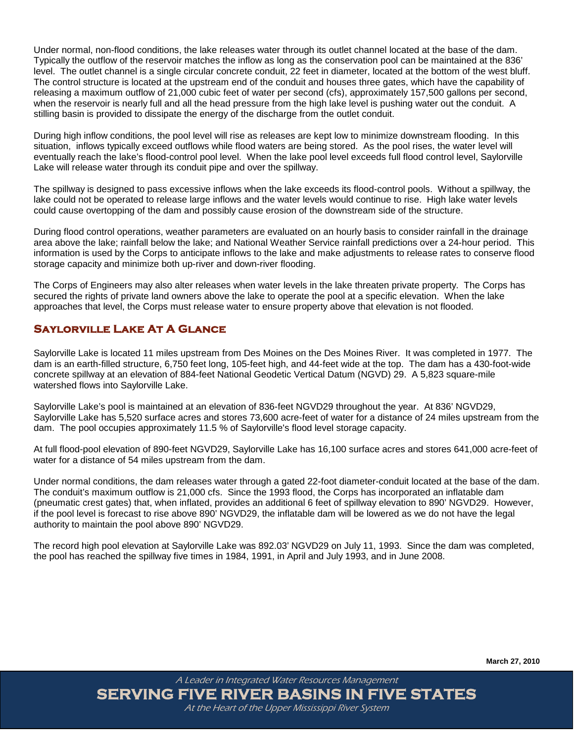Under normal, non-flood conditions, the lake releases water through its outlet channel located at the base of the dam. Typically the outflow of the reservoir matches the inflow as long as the conservation pool can be maintained at the 836' level. The outlet channel is a single circular concrete conduit, 22 feet in diameter, located at the bottom of the west bluff. The control structure is located at the upstream end of the conduit and houses three gates, which have the capability of releasing a maximum outflow of 21,000 cubic feet of water per second (cfs), approximately 157,500 gallons per second, when the reservoir is nearly full and all the head pressure from the high lake level is pushing water out the conduit. A stilling basin is provided to dissipate the energy of the discharge from the outlet conduit.

During high inflow conditions, the pool level will rise as releases are kept low to minimize downstream flooding. In this situation, inflows typically exceed outflows while flood waters are being stored. As the pool rises, the water level will eventually reach the lake's flood-control pool level. When the lake pool level exceeds full flood control level, Saylorville Lake will release water through its conduit pipe and over the spillway.

The spillway is designed to pass excessive inflows when the lake exceeds its flood-control pools. Without a spillway, the lake could not be operated to release large inflows and the water levels would continue to rise. High lake water levels could cause overtopping of the dam and possibly cause erosion of the downstream side of the structure.

During flood control operations, weather parameters are evaluated on an hourly basis to consider rainfall in the drainage area above the lake; rainfall below the lake; and National Weather Service rainfall predictions over a 24-hour period. This information is used by the Corps to anticipate inflows to the lake and make adjustments to release rates to conserve flood storage capacity and minimize both up-river and down-river flooding.

The Corps of Engineers may also alter releases when water levels in the lake threaten private property. The Corps has secured the rights of private land owners above the lake to operate the pool at a specific elevation. When the lake approaches that level, the Corps must release water to ensure property above that elevation is not flooded.

## Saylorville Lake At A Glance

Saylorville Lake is located 11 miles upstream from Des Moines on the Des Moines River. It was completed in 1977. The dam is an earth-filled structure, 6,750 feet long, 105-feet high, and 44-feet wide at the top. The dam has a 430-foot-wide concrete spillway at an elevation of 884-feet National Geodetic Vertical Datum (NGVD) 29. A 5,823 square-mile watershed flows into Saylorville Lake.

Saylorville Lake's pool is maintained at an elevation of 836-feet NGVD29 throughout the year. At 836' NGVD29, Saylorville Lake has 5,520 surface acres and stores 73,600 acre-feet of water for a distance of 24 miles upstream from the dam. The pool occupies approximately 11.5 % of Saylorville's flood level storage capacity.

At full flood-pool elevation of 890-feet NGVD29, Saylorville Lake has 16,100 surface acres and stores 641,000 acre-feet of water for a distance of 54 miles upstream from the dam.

Under normal conditions, the dam releases water through a gated 22-foot diameter-conduit located at the base of the dam. The conduit's maximum outflow is 21,000 cfs. Since the 1993 flood, the Corps has incorporated an inflatable dam (pneumatic crest gates) that, when inflated, provides an additional 6 feet of spillway elevation to 890' NGVD29. However, if the pool level is forecast to rise above 890' NGVD29, the inflatable dam will be lowered as we do not have the legal authority to maintain the pool above 890' NGVD29.

The record high pool elevation at Saylorville Lake was 892.03' NGVD29 on July 11, 1993. Since the dam was completed, the pool has reached the spillway five times in 1984, 1991, in April and July 1993, and in June 2008.

**March 27, 2010**

*A Leader in Integrated Water Resources Management*

**SERVING FIVE RIVER BASINS IN FIVE STATES**

*At the Heart of the Upper Mississippi River System*